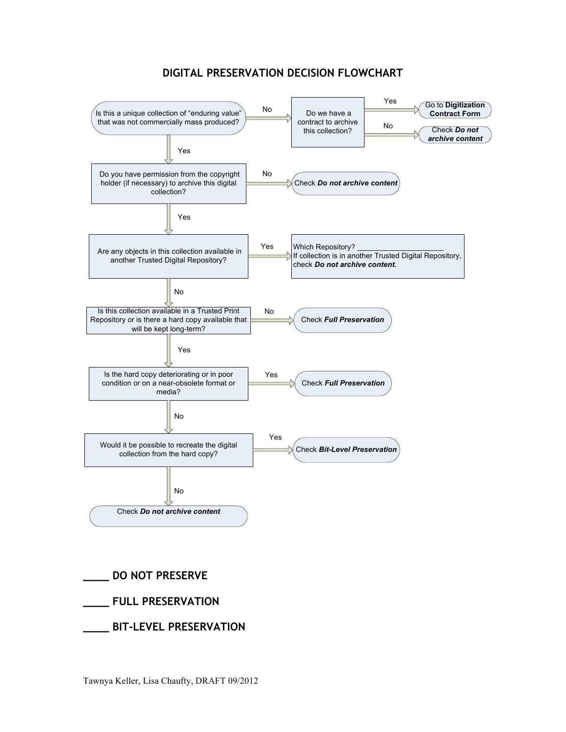# DIGITAL PRESERVATION DECISION FLOWCHART

**Is this a unique collection of "enduring value" that was not commercially mass produced?**

- **No** → Do we have a contract to archive this collection?
  - **Yes** → Go to **Digitization Contract Form**
  - **No** → Check ***Do not archive content***
- **Yes** → Do you have permission from the copyright holder (if necessary) to archive this digital collection?
  - **No** → Check ***Do not archive content***
  - **Yes** → Are any objects in this collection available in another Trusted Digital Repository?
    - **Yes** → Which Repository? ____________________
      If collection is in another Trusted Digital Repository, check ***Do not archive content.***
    - **No** → Is this collection available in a Trusted Print Repository or is there a hard copy available that will be kept long-term?
      - **No** → Check ***Full Preservation***
      - **Yes** → Is the hard copy deteriorating or in poor condition or on a near-obsolete format or media?
        - **Yes** → Check ***Full Preservation***
        - **No** → Would it be possible to recreate the digital collection from the hard copy?
          - **Yes** → Check ***Bit-Level Preservation***
          - **No** → Check ***Do not archive content***

**____ DO NOT PRESERVE**

**____ FULL PRESERVATION**

**____ BIT-LEVEL PRESERVATION**

Tawnya Keller, Lisa Chaufty, DRAFT 09/2012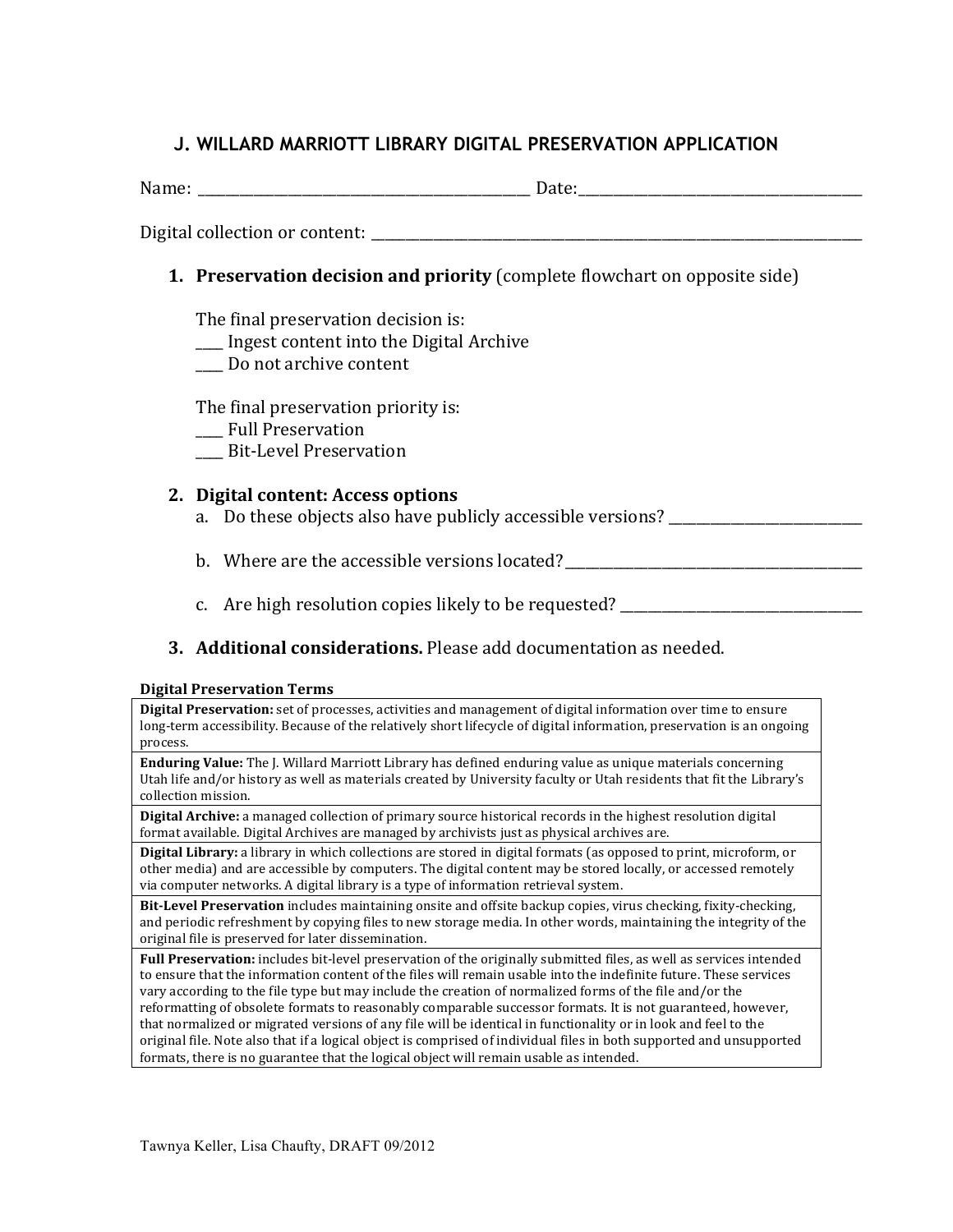# J. WILLARD MARRIOTT LIBRARY DIGITAL PRESERVATION APPLICATION

Name: ______________________________________________ Date:_______________________________________

Digital collection or content: ______________________________________________________________________

1. **Preservation decision and priority** (complete flowchart on opposite side)

   The final preservation decision is:
   ____ Ingest content into the Digital Archive
   ____ Do not archive content

   The final preservation priority is:
   ____ Full Preservation
   ____ Bit-Level Preservation

2. **Digital content: Access options**
   a. Do these objects also have publicly accessible versions? ___________________________

   b. Where are the accessible versions located?___________________________________________

   c. Are high resolution copies likely to be requested? __________________________________

3. **Additional considerations.** Please add documentation as needed.

**Digital Preservation Terms**

| |
|---|
| **Digital Preservation:** set of processes, activities and management of digital information over time to ensure long-term accessibility. Because of the relatively short lifecycle of digital information, preservation is an ongoing process. |
| **Enduring Value:** The J. Willard Marriott Library has defined enduring value as unique materials concerning Utah life and/or history as well as materials created by University faculty or Utah residents that fit the Library's collection mission. |
| **Digital Archive:** a managed collection of primary source historical records in the highest resolution digital format available. Digital Archives are managed by archivists just as physical archives are. |
| **Digital Library:** a library in which collections are stored in digital formats (as opposed to print, microform, or other media) and are accessible by computers. The digital content may be stored locally, or accessed remotely via computer networks. A digital library is a type of information retrieval system. |
| **Bit-Level Preservation** includes maintaining onsite and offsite backup copies, virus checking, fixity-checking, and periodic refreshment by copying files to new storage media. In other words, maintaining the integrity of the original file is preserved for later dissemination. |
| **Full Preservation:** includes bit-level preservation of the originally submitted files, as well as services intended to ensure that the information content of the files will remain usable into the indefinite future. These services vary according to the file type but may include the creation of normalized forms of the file and/or the reformatting of obsolete formats to reasonably comparable successor formats. It is not guaranteed, however, that normalized or migrated versions of any file will be identical in functionality or in look and feel to the original file. Note also that if a logical object is comprised of individual files in both supported and unsupported formats, there is no guarantee that the logical object will remain usable as intended. |

Tawnya Keller, Lisa Chaufty, DRAFT 09/2012